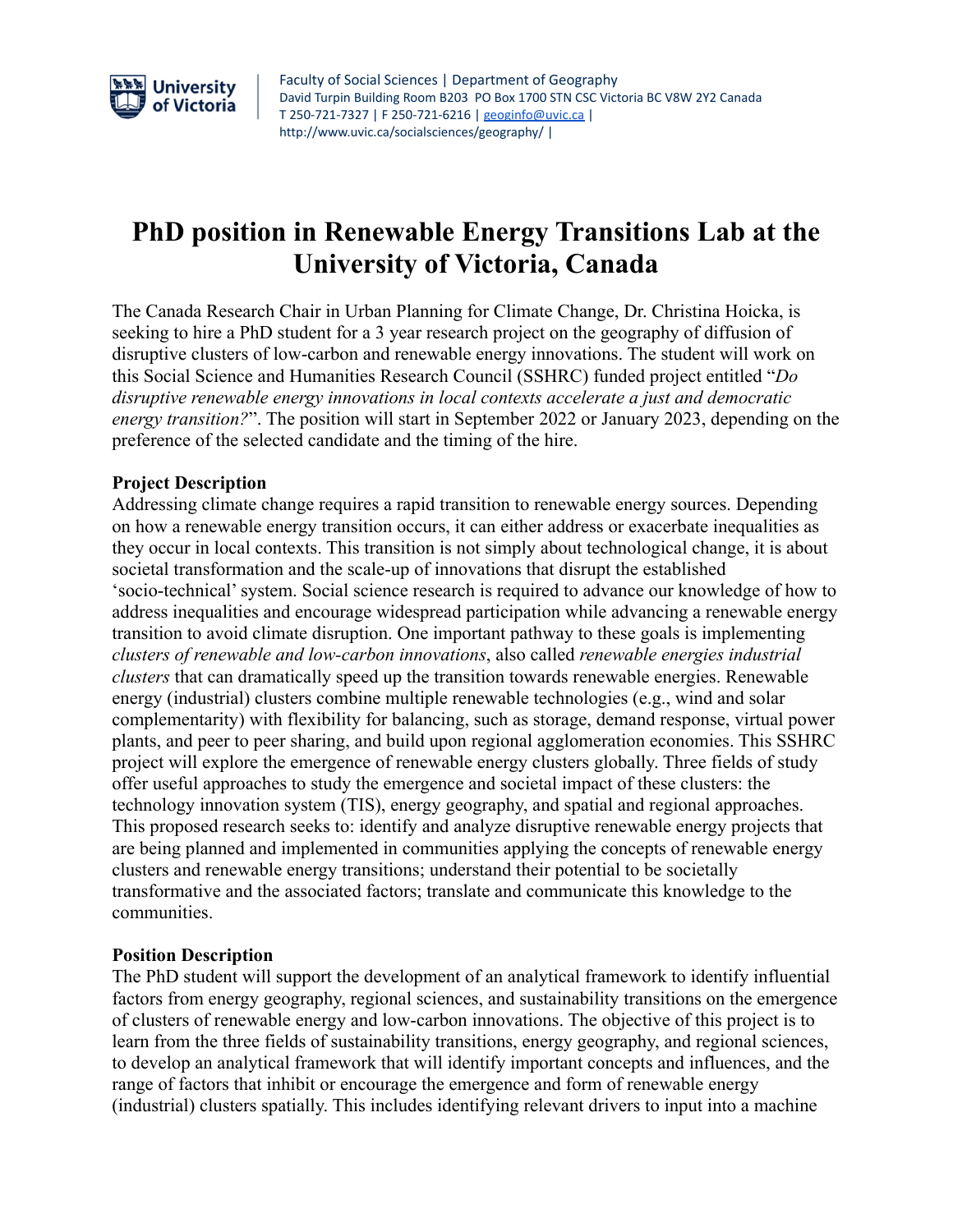Faculty of Social Sciences | Department of Geography
David Turpin Building Room B203 PO Box 1700 STN CSC Victoria BC V8W 2Y2 Canada
T 250-721-7327 | F 250-721-6216 | geoginfo@uvic.ca |
http://www.uvic.ca/socialsciences/geography/ |

# PhD position in Renewable Energy Transitions Lab at the University of Victoria, Canada

The Canada Research Chair in Urban Planning for Climate Change, Dr. Christina Hoicka, is seeking to hire a PhD student for a 3 year research project on the geography of diffusion of disruptive clusters of low-carbon and renewable energy innovations. The student will work on this Social Science and Humanities Research Council (SSHRC) funded project entitled "*Do disruptive renewable energy innovations in local contexts accelerate a just and democratic energy transition?*". The position will start in September 2022 or January 2023, depending on the preference of the selected candidate and the timing of the hire.

**Project Description**

Addressing climate change requires a rapid transition to renewable energy sources. Depending on how a renewable energy transition occurs, it can either address or exacerbate inequalities as they occur in local contexts. This transition is not simply about technological change, it is about societal transformation and the scale-up of innovations that disrupt the established 'socio-technical' system. Social science research is required to advance our knowledge of how to address inequalities and encourage widespread participation while advancing a renewable energy transition to avoid climate disruption. One important pathway to these goals is implementing *clusters of renewable and low-carbon innovations*, also called *renewable energies industrial clusters* that can dramatically speed up the transition towards renewable energies. Renewable energy (industrial) clusters combine multiple renewable technologies (e.g., wind and solar complementarity) with flexibility for balancing, such as storage, demand response, virtual power plants, and peer to peer sharing, and build upon regional agglomeration economies. This SSHRC project will explore the emergence of renewable energy clusters globally. Three fields of study offer useful approaches to study the emergence and societal impact of these clusters: the technology innovation system (TIS), energy geography, and spatial and regional approaches. This proposed research seeks to: identify and analyze disruptive renewable energy projects that are being planned and implemented in communities applying the concepts of renewable energy clusters and renewable energy transitions; understand their potential to be societally transformative and the associated factors; translate and communicate this knowledge to the communities.

**Position Description**

The PhD student will support the development of an analytical framework to identify influential factors from energy geography, regional sciences, and sustainability transitions on the emergence of clusters of renewable energy and low-carbon innovations. The objective of this project is to learn from the three fields of sustainability transitions, energy geography, and regional sciences, to develop an analytical framework that will identify important concepts and influences, and the range of factors that inhibit or encourage the emergence and form of renewable energy (industrial) clusters spatially. This includes identifying relevant drivers to input into a machine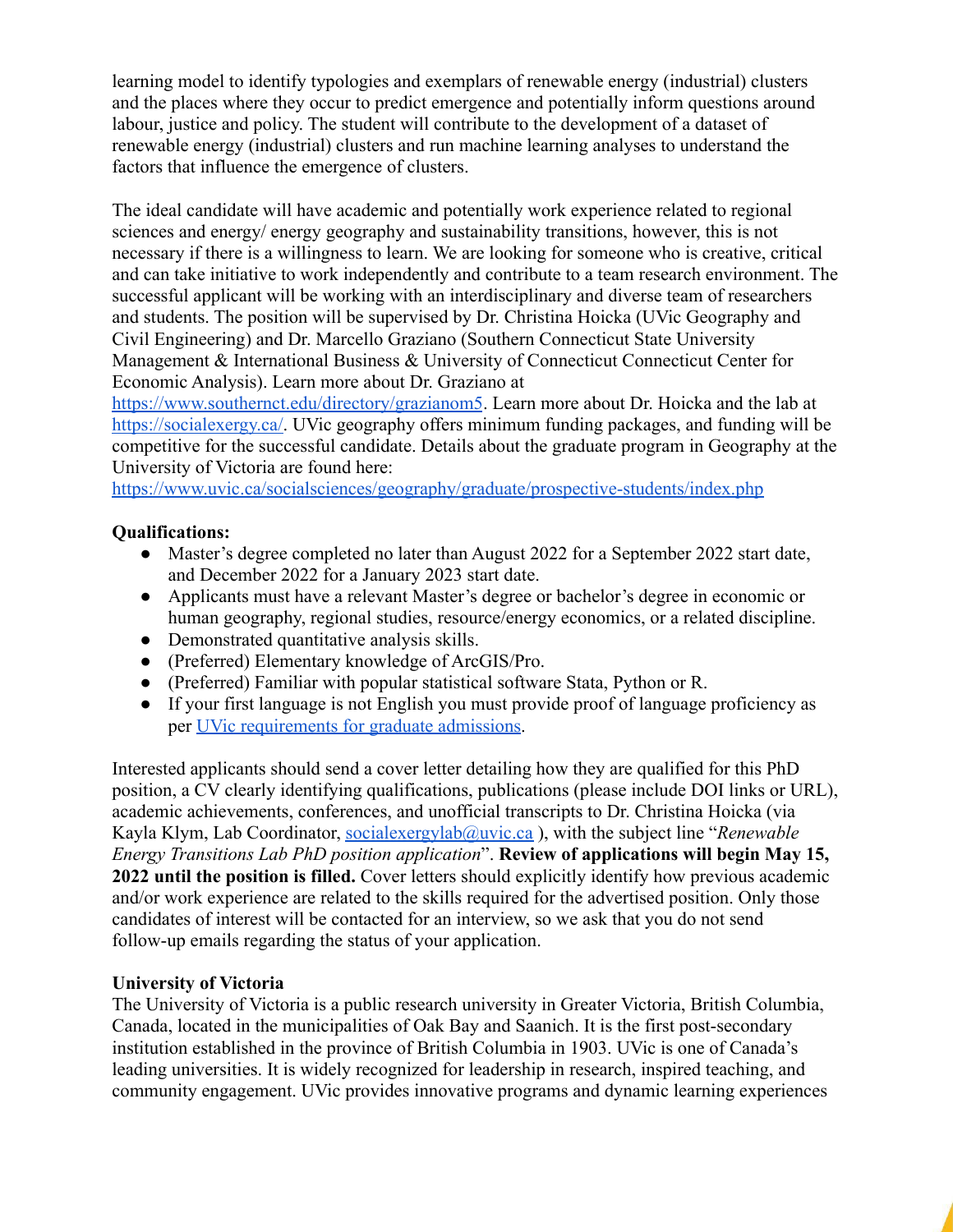learning model to identify typologies and exemplars of renewable energy (industrial) clusters and the places where they occur to predict emergence and potentially inform questions around labour, justice and policy. The student will contribute to the development of a dataset of renewable energy (industrial) clusters and run machine learning analyses to understand the factors that influence the emergence of clusters.

The ideal candidate will have academic and potentially work experience related to regional sciences and energy/ energy geography and sustainability transitions, however, this is not necessary if there is a willingness to learn. We are looking for someone who is creative, critical and can take initiative to work independently and contribute to a team research environment. The successful applicant will be working with an interdisciplinary and diverse team of researchers and students. The position will be supervised by Dr. Christina Hoicka (UVic Geography and Civil Engineering) and Dr. Marcello Graziano (Southern Connecticut State University Management & International Business & University of Connecticut Connecticut Center for Economic Analysis). Learn more about Dr. Graziano at [https://www.southernct.edu/directory/grazianom5](https://www.southernct.edu/directory/grazianom5). Learn more about Dr. Hoicka and the lab at [https://socialexergy.ca/](https://socialexergy.ca/). UVic geography offers minimum funding packages, and funding will be competitive for the successful candidate. Details about the graduate program in Geography at the University of Victoria are found here: [https://www.uvic.ca/socialsciences/geography/graduate/prospective-students/index.php](https://www.uvic.ca/socialsciences/geography/graduate/prospective-students/index.php)

**Qualifications:**

- Master's degree completed no later than August 2022 for a September 2022 start date, and December 2022 for a January 2023 start date.
- Applicants must have a relevant Master's degree or bachelor's degree in economic or human geography, regional studies, resource/energy economics, or a related discipline.
- Demonstrated quantitative analysis skills.
- (Preferred) Elementary knowledge of ArcGIS/Pro.
- (Preferred) Familiar with popular statistical software Stata, Python or R.
- If your first language is not English you must provide proof of language proficiency as per [UVic requirements for graduate admissions](#).

Interested applicants should send a cover letter detailing how they are qualified for this PhD position, a CV clearly identifying qualifications, publications (please include DOI links or URL), academic achievements, conferences, and unofficial transcripts to Dr. Christina Hoicka (via Kayla Klym, Lab Coordinator, [socialexergylab@uvic.ca](mailto:socialexergylab@uvic.ca) ), with the subject line "*Renewable Energy Transitions Lab PhD position application*". **Review of applications will begin May 15, 2022 until the position is filled.** Cover letters should explicitly identify how previous academic and/or work experience are related to the skills required for the advertised position. Only those candidates of interest will be contacted for an interview, so we ask that you do not send follow-up emails regarding the status of your application.

**University of Victoria**

The University of Victoria is a public research university in Greater Victoria, British Columbia, Canada, located in the municipalities of Oak Bay and Saanich. It is the first post-secondary institution established in the province of British Columbia in 1903. UVic is one of Canada's leading universities. It is widely recognized for leadership in research, inspired teaching, and community engagement. UVic provides innovative programs and dynamic learning experiences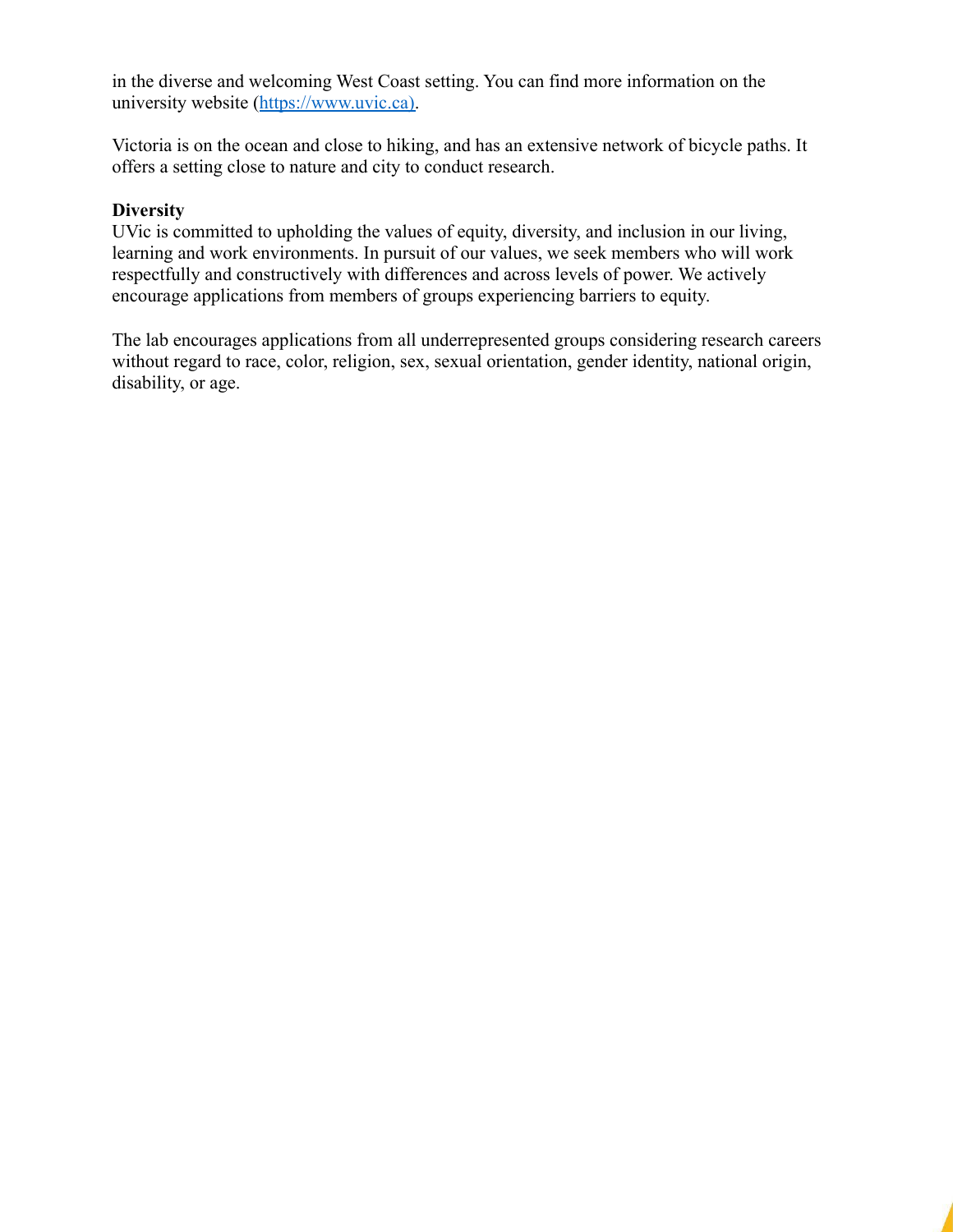in the diverse and welcoming West Coast setting. You can find more information on the university website ([https://www.uvic.ca)](https://www.uvic.ca).

Victoria is on the ocean and close to hiking, and has an extensive network of bicycle paths. It offers a setting close to nature and city to conduct research.

**Diversity**
UVic is committed to upholding the values of equity, diversity, and inclusion in our living, learning and work environments. In pursuit of our values, we seek members who will work respectfully and constructively with differences and across levels of power. We actively encourage applications from members of groups experiencing barriers to equity.

The lab encourages applications from all underrepresented groups considering research careers without regard to race, color, religion, sex, sexual orientation, gender identity, national origin, disability, or age.